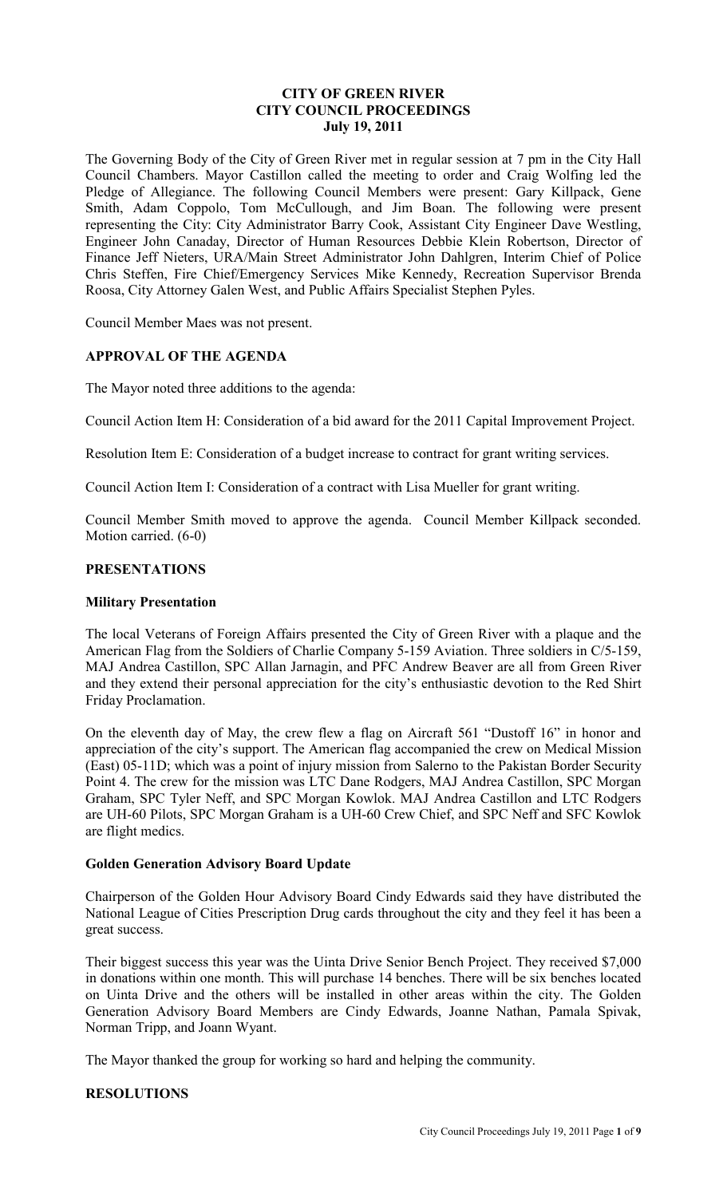# CITY OF GREEN RIVER
# CITY COUNCIL PROCEEDINGS
# July 19, 2011

The Governing Body of the City of Green River met in regular session at 7 pm in the City Hall Council Chambers. Mayor Castillon called the meeting to order and Craig Wolfing led the Pledge of Allegiance. The following Council Members were present: Gary Killpack, Gene Smith, Adam Coppolo, Tom McCullough, and Jim Boan. The following were present representing the City: City Administrator Barry Cook, Assistant City Engineer Dave Westling, Engineer John Canaday, Director of Human Resources Debbie Klein Robertson, Director of Finance Jeff Nieters, URA/Main Street Administrator John Dahlgren, Interim Chief of Police Chris Steffen, Fire Chief/Emergency Services Mike Kennedy, Recreation Supervisor Brenda Roosa, City Attorney Galen West, and Public Affairs Specialist Stephen Pyles.

Council Member Maes was not present.

## APPROVAL OF THE AGENDA

The Mayor noted three additions to the agenda:

Council Action Item H: Consideration of a bid award for the 2011 Capital Improvement Project.

Resolution Item E: Consideration of a budget increase to contract for grant writing services.

Council Action Item I: Consideration of a contract with Lisa Mueller for grant writing.

Council Member Smith moved to approve the agenda. Council Member Killpack seconded. Motion carried. (6-0)

## PRESENTATIONS

### Military Presentation

The local Veterans of Foreign Affairs presented the City of Green River with a plaque and the American Flag from the Soldiers of Charlie Company 5-159 Aviation. Three soldiers in C/5-159, MAJ Andrea Castillon, SPC Allan Jarnagin, and PFC Andrew Beaver are all from Green River and they extend their personal appreciation for the city's enthusiastic devotion to the Red Shirt Friday Proclamation.

On the eleventh day of May, the crew flew a flag on Aircraft 561 "Dustoff 16" in honor and appreciation of the city's support. The American flag accompanied the crew on Medical Mission (East) 05-11D; which was a point of injury mission from Salerno to the Pakistan Border Security Point 4. The crew for the mission was LTC Dane Rodgers, MAJ Andrea Castillon, SPC Morgan Graham, SPC Tyler Neff, and SPC Morgan Kowlok. MAJ Andrea Castillon and LTC Rodgers are UH-60 Pilots, SPC Morgan Graham is a UH-60 Crew Chief, and SPC Neff and SFC Kowlok are flight medics.

### Golden Generation Advisory Board Update

Chairperson of the Golden Hour Advisory Board Cindy Edwards said they have distributed the National League of Cities Prescription Drug cards throughout the city and they feel it has been a great success.

Their biggest success this year was the Uinta Drive Senior Bench Project. They received $7,000 in donations within one month. This will purchase 14 benches. There will be six benches located on Uinta Drive and the others will be installed in other areas within the city. The Golden Generation Advisory Board Members are Cindy Edwards, Joanne Nathan, Pamala Spivak, Norman Tripp, and Joann Wyant.

The Mayor thanked the group for working so hard and helping the community.

## RESOLUTIONS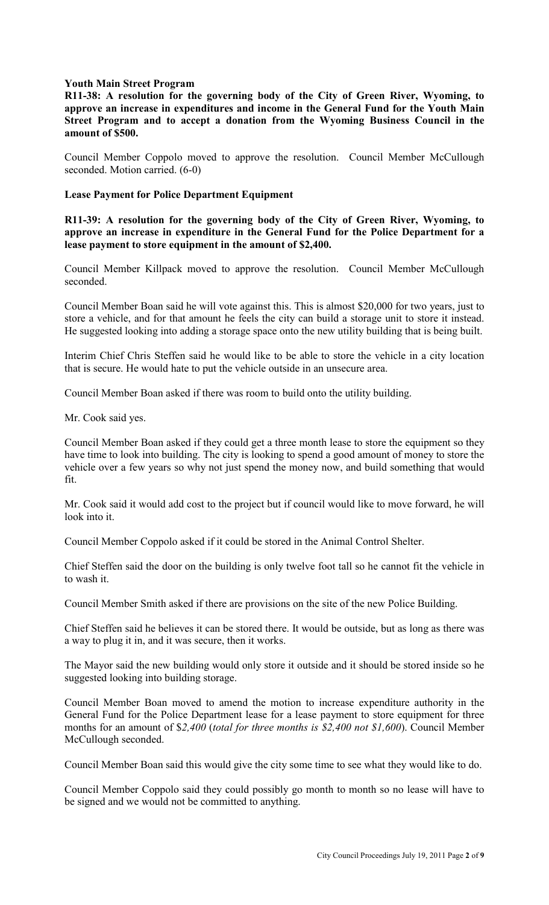**Youth Main Street Program**

**R11-38: A resolution for the governing body of the City of Green River, Wyoming, to approve an increase in expenditures and income in the General Fund for the Youth Main Street Program and to accept a donation from the Wyoming Business Council in the amount of $500.**

Council Member Coppolo moved to approve the resolution. Council Member McCullough seconded. Motion carried. (6-0)

**Lease Payment for Police Department Equipment**

**R11-39: A resolution for the governing body of the City of Green River, Wyoming, to approve an increase in expenditure in the General Fund for the Police Department for a lease payment to store equipment in the amount of $2,400.**

Council Member Killpack moved to approve the resolution. Council Member McCullough seconded.

Council Member Boan said he will vote against this. This is almost $20,000 for two years, just to store a vehicle, and for that amount he feels the city can build a storage unit to store it instead. He suggested looking into adding a storage space onto the new utility building that is being built.

Interim Chief Chris Steffen said he would like to be able to store the vehicle in a city location that is secure. He would hate to put the vehicle outside in an unsecure area.

Council Member Boan asked if there was room to build onto the utility building.

Mr. Cook said yes.

Council Member Boan asked if they could get a three month lease to store the equipment so they have time to look into building. The city is looking to spend a good amount of money to store the vehicle over a few years so why not just spend the money now, and build something that would fit.

Mr. Cook said it would add cost to the project but if council would like to move forward, he will look into it.

Council Member Coppolo asked if it could be stored in the Animal Control Shelter.

Chief Steffen said the door on the building is only twelve foot tall so he cannot fit the vehicle in to wash it.

Council Member Smith asked if there are provisions on the site of the new Police Building.

Chief Steffen said he believes it can be stored there. It would be outside, but as long as there was a way to plug it in, and it was secure, then it works.

The Mayor said the new building would only store it outside and it should be stored inside so he suggested looking into building storage.

Council Member Boan moved to amend the motion to increase expenditure authority in the General Fund for the Police Department lease for a lease payment to store equipment for three months for an amount of $*2,400* (*total for three months is $2,400 not $1,600*). Council Member McCullough seconded.

Council Member Boan said this would give the city some time to see what they would like to do.

Council Member Coppolo said they could possibly go month to month so no lease will have to be signed and we would not be committed to anything.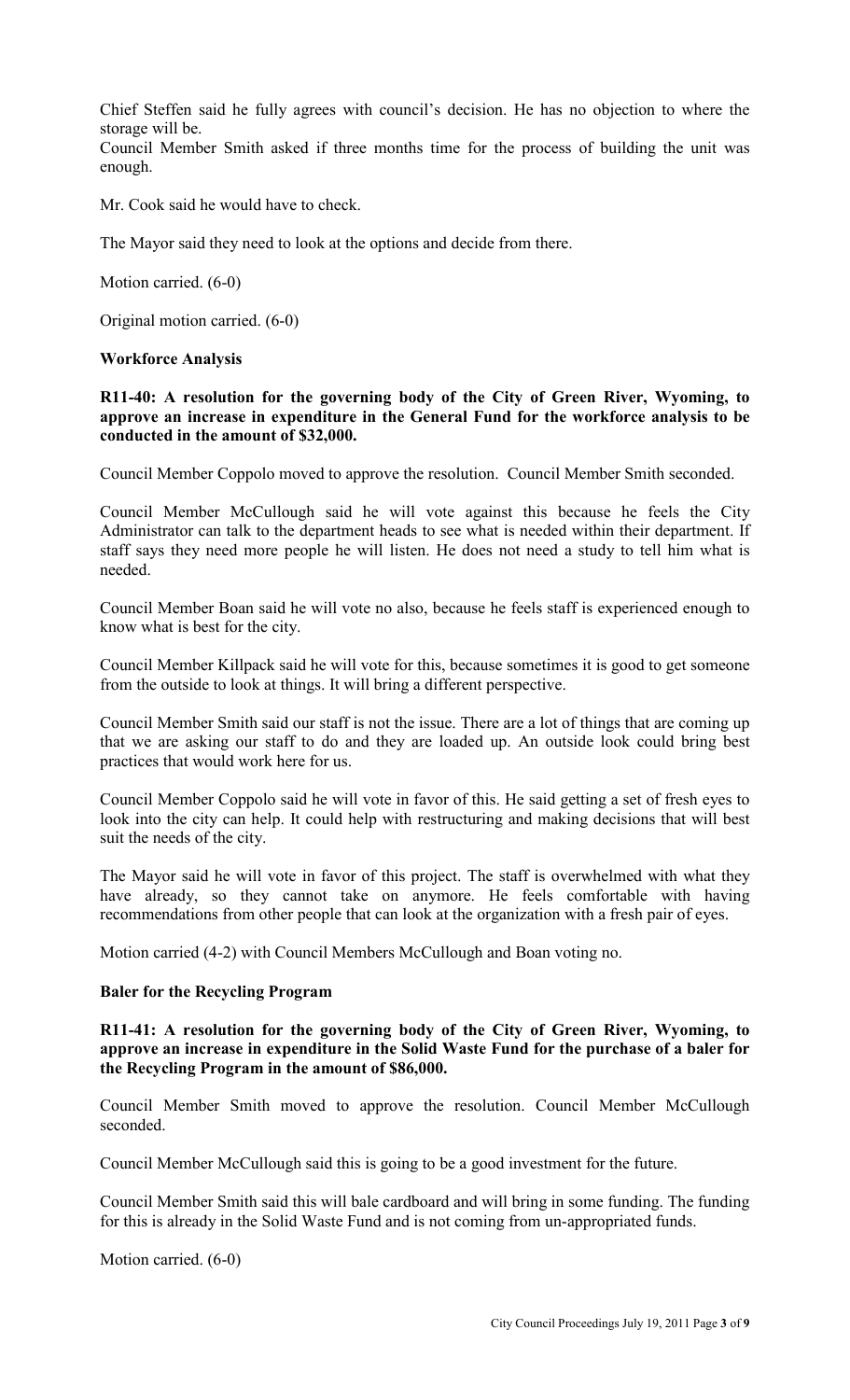Chief Steffen said he fully agrees with council's decision. He has no objection to where the storage will be.

Council Member Smith asked if three months time for the process of building the unit was enough.

Mr. Cook said he would have to check.

The Mayor said they need to look at the options and decide from there.

Motion carried. (6-0)

Original motion carried. (6-0)

**Workforce Analysis**

**R11-40: A resolution for the governing body of the City of Green River, Wyoming, to approve an increase in expenditure in the General Fund for the workforce analysis to be conducted in the amount of $32,000.**

Council Member Coppolo moved to approve the resolution. Council Member Smith seconded.

Council Member McCullough said he will vote against this because he feels the City Administrator can talk to the department heads to see what is needed within their department. If staff says they need more people he will listen. He does not need a study to tell him what is needed.

Council Member Boan said he will vote no also, because he feels staff is experienced enough to know what is best for the city.

Council Member Killpack said he will vote for this, because sometimes it is good to get someone from the outside to look at things. It will bring a different perspective.

Council Member Smith said our staff is not the issue. There are a lot of things that are coming up that we are asking our staff to do and they are loaded up. An outside look could bring best practices that would work here for us.

Council Member Coppolo said he will vote in favor of this. He said getting a set of fresh eyes to look into the city can help. It could help with restructuring and making decisions that will best suit the needs of the city.

The Mayor said he will vote in favor of this project. The staff is overwhelmed with what they have already, so they cannot take on anymore. He feels comfortable with having recommendations from other people that can look at the organization with a fresh pair of eyes.

Motion carried (4-2) with Council Members McCullough and Boan voting no.

**Baler for the Recycling Program**

**R11-41: A resolution for the governing body of the City of Green River, Wyoming, to approve an increase in expenditure in the Solid Waste Fund for the purchase of a baler for the Recycling Program in the amount of $86,000.**

Council Member Smith moved to approve the resolution. Council Member McCullough seconded.

Council Member McCullough said this is going to be a good investment for the future.

Council Member Smith said this will bale cardboard and will bring in some funding. The funding for this is already in the Solid Waste Fund and is not coming from un-appropriated funds.

Motion carried. (6-0)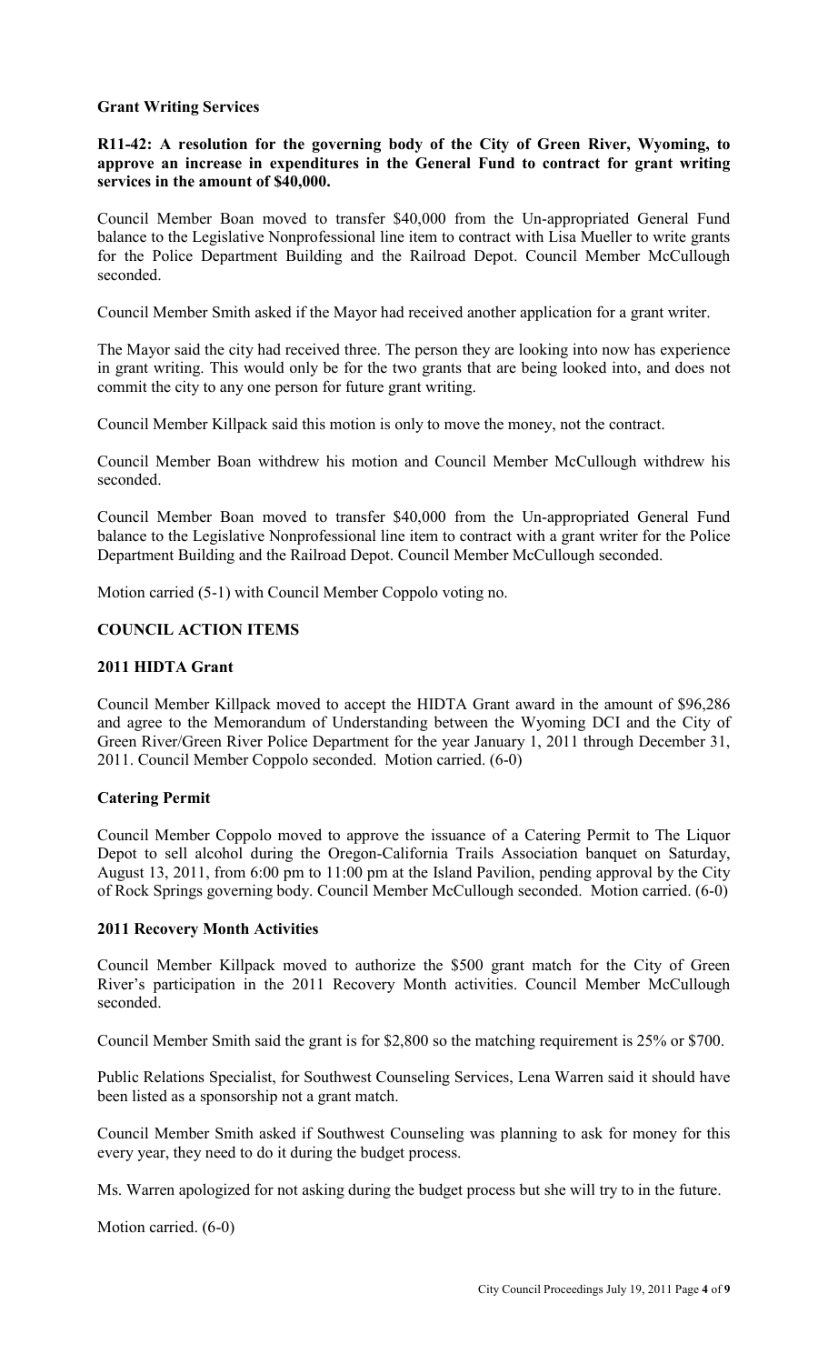**Grant Writing Services**

**R11-42: A resolution for the governing body of the City of Green River, Wyoming, to approve an increase in expenditures in the General Fund to contract for grant writing services in the amount of $40,000.**

Council Member Boan moved to transfer $40,000 from the Un-appropriated General Fund balance to the Legislative Nonprofessional line item to contract with Lisa Mueller to write grants for the Police Department Building and the Railroad Depot. Council Member McCullough seconded.

Council Member Smith asked if the Mayor had received another application for a grant writer.

The Mayor said the city had received three. The person they are looking into now has experience in grant writing. This would only be for the two grants that are being looked into, and does not commit the city to any one person for future grant writing.

Council Member Killpack said this motion is only to move the money, not the contract.

Council Member Boan withdrew his motion and Council Member McCullough withdrew his seconded.

Council Member Boan moved to transfer $40,000 from the Un-appropriated General Fund balance to the Legislative Nonprofessional line item to contract with a grant writer for the Police Department Building and the Railroad Depot. Council Member McCullough seconded.

Motion carried (5-1) with Council Member Coppolo voting no.

**COUNCIL ACTION ITEMS**

**2011 HIDTA Grant**

Council Member Killpack moved to accept the HIDTA Grant award in the amount of $96,286 and agree to the Memorandum of Understanding between the Wyoming DCI and the City of Green River/Green River Police Department for the year January 1, 2011 through December 31, 2011. Council Member Coppolo seconded. Motion carried. (6-0)

**Catering Permit**

Council Member Coppolo moved to approve the issuance of a Catering Permit to The Liquor Depot to sell alcohol during the Oregon-California Trails Association banquet on Saturday, August 13, 2011, from 6:00 pm to 11:00 pm at the Island Pavilion, pending approval by the City of Rock Springs governing body. Council Member McCullough seconded. Motion carried. (6-0)

**2011 Recovery Month Activities**

Council Member Killpack moved to authorize the $500 grant match for the City of Green River's participation in the 2011 Recovery Month activities. Council Member McCullough seconded.

Council Member Smith said the grant is for $2,800 so the matching requirement is 25% or $700.

Public Relations Specialist, for Southwest Counseling Services, Lena Warren said it should have been listed as a sponsorship not a grant match.

Council Member Smith asked if Southwest Counseling was planning to ask for money for this every year, they need to do it during the budget process.

Ms. Warren apologized for not asking during the budget process but she will try to in the future.

Motion carried. (6-0)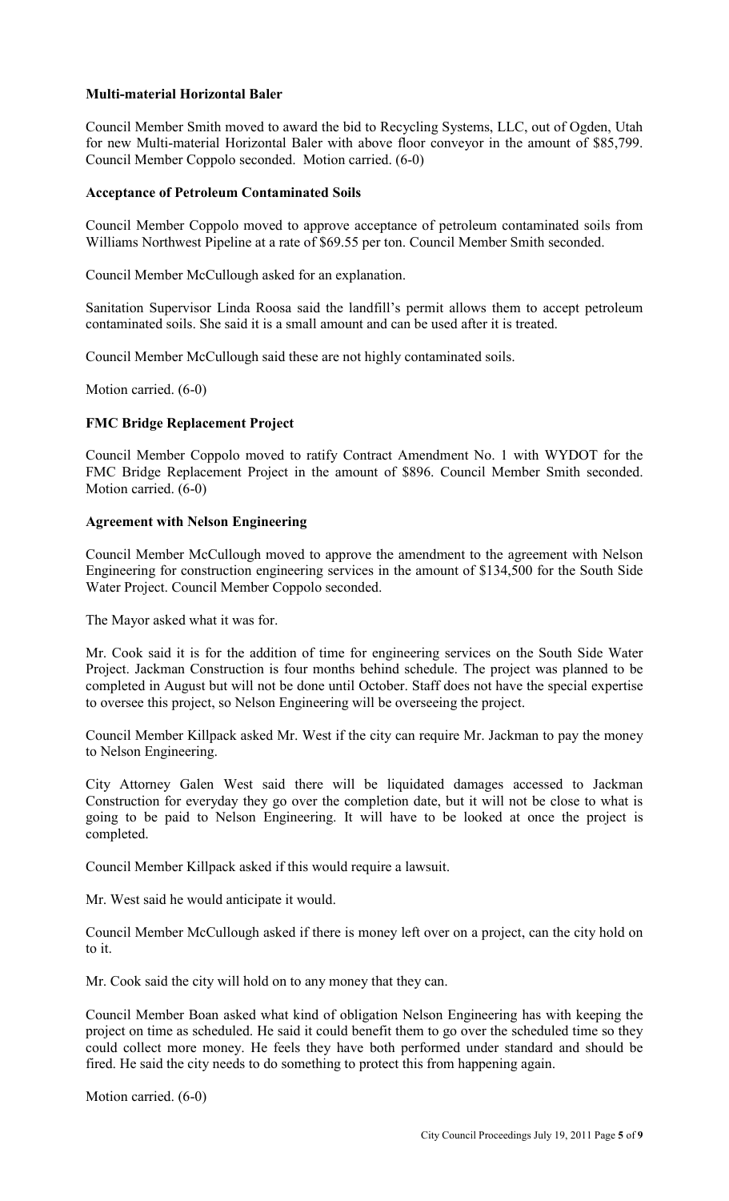**Multi-material Horizontal Baler**

Council Member Smith moved to award the bid to Recycling Systems, LLC, out of Ogden, Utah for new Multi-material Horizontal Baler with above floor conveyor in the amount of $85,799. Council Member Coppolo seconded. Motion carried. (6-0)

**Acceptance of Petroleum Contaminated Soils**

Council Member Coppolo moved to approve acceptance of petroleum contaminated soils from Williams Northwest Pipeline at a rate of $69.55 per ton. Council Member Smith seconded.

Council Member McCullough asked for an explanation.

Sanitation Supervisor Linda Roosa said the landfill's permit allows them to accept petroleum contaminated soils. She said it is a small amount and can be used after it is treated.

Council Member McCullough said these are not highly contaminated soils.

Motion carried. (6-0)

**FMC Bridge Replacement Project**

Council Member Coppolo moved to ratify Contract Amendment No. 1 with WYDOT for the FMC Bridge Replacement Project in the amount of $896. Council Member Smith seconded. Motion carried. (6-0)

**Agreement with Nelson Engineering**

Council Member McCullough moved to approve the amendment to the agreement with Nelson Engineering for construction engineering services in the amount of $134,500 for the South Side Water Project. Council Member Coppolo seconded.

The Mayor asked what it was for.

Mr. Cook said it is for the addition of time for engineering services on the South Side Water Project. Jackman Construction is four months behind schedule. The project was planned to be completed in August but will not be done until October. Staff does not have the special expertise to oversee this project, so Nelson Engineering will be overseeing the project.

Council Member Killpack asked Mr. West if the city can require Mr. Jackman to pay the money to Nelson Engineering.

City Attorney Galen West said there will be liquidated damages accessed to Jackman Construction for everyday they go over the completion date, but it will not be close to what is going to be paid to Nelson Engineering. It will have to be looked at once the project is completed.

Council Member Killpack asked if this would require a lawsuit.

Mr. West said he would anticipate it would.

Council Member McCullough asked if there is money left over on a project, can the city hold on to it.

Mr. Cook said the city will hold on to any money that they can.

Council Member Boan asked what kind of obligation Nelson Engineering has with keeping the project on time as scheduled. He said it could benefit them to go over the scheduled time so they could collect more money. He feels they have both performed under standard and should be fired. He said the city needs to do something to protect this from happening again.

Motion carried. (6-0)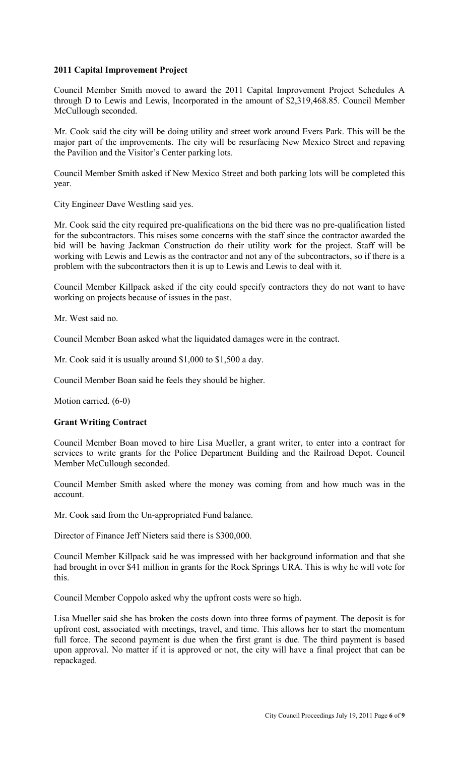**2011 Capital Improvement Project**

Council Member Smith moved to award the 2011 Capital Improvement Project Schedules A through D to Lewis and Lewis, Incorporated in the amount of $2,319,468.85. Council Member McCullough seconded.

Mr. Cook said the city will be doing utility and street work around Evers Park. This will be the major part of the improvements. The city will be resurfacing New Mexico Street and repaving the Pavilion and the Visitor's Center parking lots.

Council Member Smith asked if New Mexico Street and both parking lots will be completed this year.

City Engineer Dave Westling said yes.

Mr. Cook said the city required pre-qualifications on the bid there was no pre-qualification listed for the subcontractors. This raises some concerns with the staff since the contractor awarded the bid will be having Jackman Construction do their utility work for the project. Staff will be working with Lewis and Lewis as the contractor and not any of the subcontractors, so if there is a problem with the subcontractors then it is up to Lewis and Lewis to deal with it.

Council Member Killpack asked if the city could specify contractors they do not want to have working on projects because of issues in the past.

Mr. West said no.

Council Member Boan asked what the liquidated damages were in the contract.

Mr. Cook said it is usually around $1,000 to $1,500 a day.

Council Member Boan said he feels they should be higher.

Motion carried. (6-0)

**Grant Writing Contract**

Council Member Boan moved to hire Lisa Mueller, a grant writer, to enter into a contract for services to write grants for the Police Department Building and the Railroad Depot. Council Member McCullough seconded.

Council Member Smith asked where the money was coming from and how much was in the account.

Mr. Cook said from the Un-appropriated Fund balance.

Director of Finance Jeff Nieters said there is $300,000.

Council Member Killpack said he was impressed with her background information and that she had brought in over $41 million in grants for the Rock Springs URA. This is why he will vote for this.

Council Member Coppolo asked why the upfront costs were so high.

Lisa Mueller said she has broken the costs down into three forms of payment. The deposit is for upfront cost, associated with meetings, travel, and time. This allows her to start the momentum full force. The second payment is due when the first grant is due. The third payment is based upon approval. No matter if it is approved or not, the city will have a final project that can be repackaged.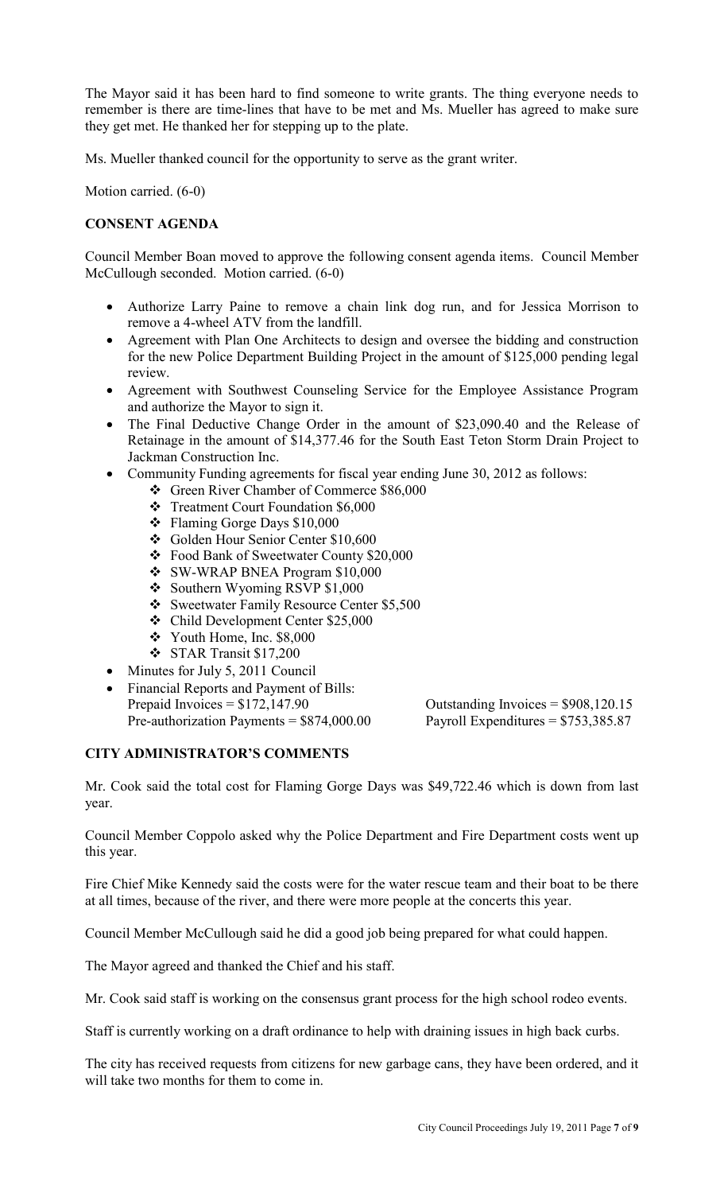The Mayor said it has been hard to find someone to write grants. The thing everyone needs to remember is there are time-lines that have to be met and Ms. Mueller has agreed to make sure they get met. He thanked her for stepping up to the plate.

Ms. Mueller thanked council for the opportunity to serve as the grant writer.

Motion carried. (6-0)

**CONSENT AGENDA**

Council Member Boan moved to approve the following consent agenda items. Council Member McCullough seconded. Motion carried. (6-0)

- Authorize Larry Paine to remove a chain link dog run, and for Jessica Morrison to remove a 4-wheel ATV from the landfill.
- Agreement with Plan One Architects to design and oversee the bidding and construction for the new Police Department Building Project in the amount of $125,000 pending legal review.
- Agreement with Southwest Counseling Service for the Employee Assistance Program and authorize the Mayor to sign it.
- The Final Deductive Change Order in the amount of $23,090.40 and the Release of Retainage in the amount of $14,377.46 for the South East Teton Storm Drain Project to Jackman Construction Inc.
- Community Funding agreements for fiscal year ending June 30, 2012 as follows:
  - Green River Chamber of Commerce $86,000
  - Treatment Court Foundation $6,000
  - Flaming Gorge Days $10,000
  - Golden Hour Senior Center $10,600
  - Food Bank of Sweetwater County $20,000
  - SW-WRAP BNEA Program $10,000
  - Southern Wyoming RSVP $1,000
  - Sweetwater Family Resource Center $5,500
  - Child Development Center $25,000
  - Youth Home, Inc. $8,000
  - STAR Transit $17,200
- Minutes for July 5, 2011 Council
- Financial Reports and Payment of Bills:
  Prepaid Invoices = $172,147.90 Outstanding Invoices = $908,120.15
  Pre-authorization Payments = $874,000.00 Payroll Expenditures = $753,385.87

**CITY ADMINISTRATOR'S COMMENTS**

Mr. Cook said the total cost for Flaming Gorge Days was $49,722.46 which is down from last year.

Council Member Coppolo asked why the Police Department and Fire Department costs went up this year.

Fire Chief Mike Kennedy said the costs were for the water rescue team and their boat to be there at all times, because of the river, and there were more people at the concerts this year.

Council Member McCullough said he did a good job being prepared for what could happen.

The Mayor agreed and thanked the Chief and his staff.

Mr. Cook said staff is working on the consensus grant process for the high school rodeo events.

Staff is currently working on a draft ordinance to help with draining issues in high back curbs.

The city has received requests from citizens for new garbage cans, they have been ordered, and it will take two months for them to come in.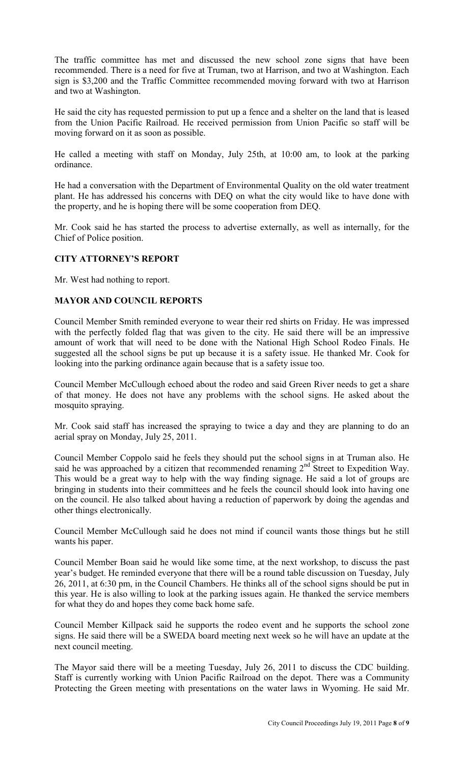The traffic committee has met and discussed the new school zone signs that have been recommended. There is a need for five at Truman, two at Harrison, and two at Washington. Each sign is $3,200 and the Traffic Committee recommended moving forward with two at Harrison and two at Washington.

He said the city has requested permission to put up a fence and a shelter on the land that is leased from the Union Pacific Railroad. He received permission from Union Pacific so staff will be moving forward on it as soon as possible.

He called a meeting with staff on Monday, July 25th, at 10:00 am, to look at the parking ordinance.

He had a conversation with the Department of Environmental Quality on the old water treatment plant. He has addressed his concerns with DEQ on what the city would like to have done with the property, and he is hoping there will be some cooperation from DEQ.

Mr. Cook said he has started the process to advertise externally, as well as internally, for the Chief of Police position.

## CITY ATTORNEY'S REPORT

Mr. West had nothing to report.

## MAYOR AND COUNCIL REPORTS

Council Member Smith reminded everyone to wear their red shirts on Friday. He was impressed with the perfectly folded flag that was given to the city. He said there will be an impressive amount of work that will need to be done with the National High School Rodeo Finals. He suggested all the school signs be put up because it is a safety issue. He thanked Mr. Cook for looking into the parking ordinance again because that is a safety issue too.

Council Member McCullough echoed about the rodeo and said Green River needs to get a share of that money. He does not have any problems with the school signs. He asked about the mosquito spraying.

Mr. Cook said staff has increased the spraying to twice a day and they are planning to do an aerial spray on Monday, July 25, 2011.

Council Member Coppolo said he feels they should put the school signs in at Truman also. He said he was approached by a citizen that recommended renaming 2nd Street to Expedition Way. This would be a great way to help with the way finding signage. He said a lot of groups are bringing in students into their committees and he feels the council should look into having one on the council. He also talked about having a reduction of paperwork by doing the agendas and other things electronically.

Council Member McCullough said he does not mind if council wants those things but he still wants his paper.

Council Member Boan said he would like some time, at the next workshop, to discuss the past year's budget. He reminded everyone that there will be a round table discussion on Tuesday, July 26, 2011, at 6:30 pm, in the Council Chambers. He thinks all of the school signs should be put in this year. He is also willing to look at the parking issues again. He thanked the service members for what they do and hopes they come back home safe.

Council Member Killpack said he supports the rodeo event and he supports the school zone signs. He said there will be a SWEDA board meeting next week so he will have an update at the next council meeting.

The Mayor said there will be a meeting Tuesday, July 26, 2011 to discuss the CDC building. Staff is currently working with Union Pacific Railroad on the depot. There was a Community Protecting the Green meeting with presentations on the water laws in Wyoming. He said Mr.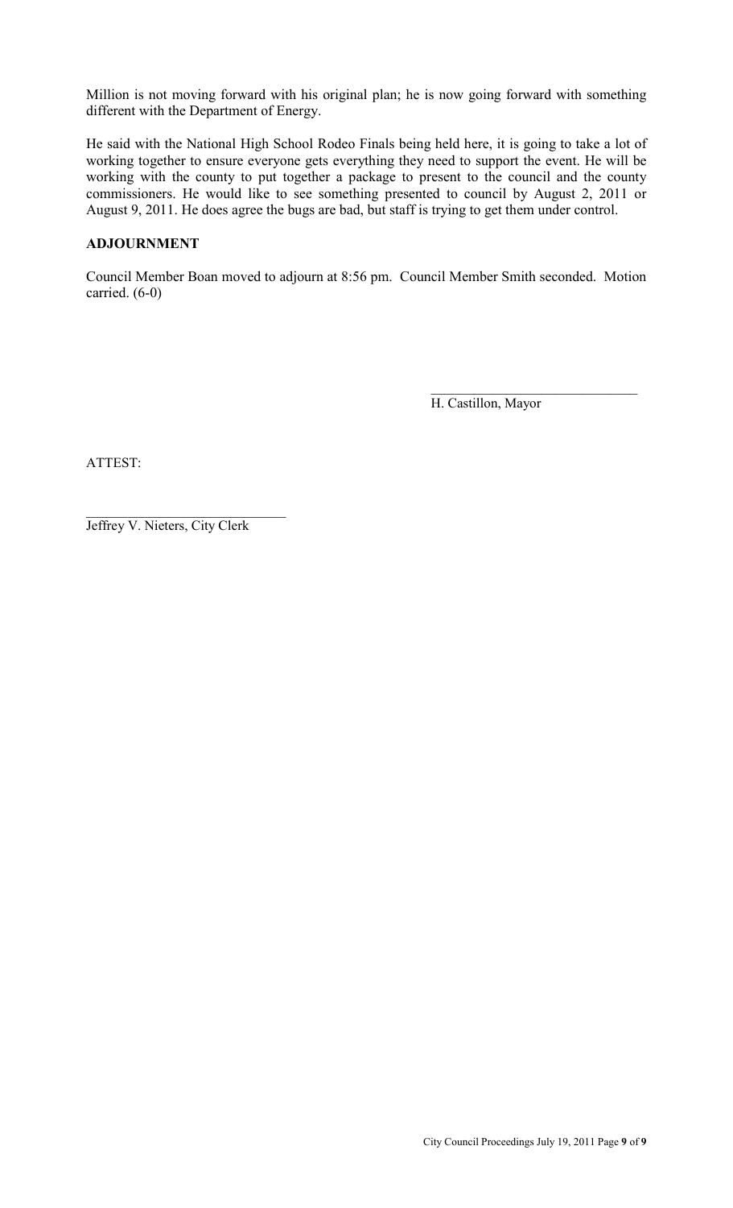Million is not moving forward with his original plan; he is now going forward with something different with the Department of Energy.

He said with the National High School Rodeo Finals being held here, it is going to take a lot of working together to ensure everyone gets everything they need to support the event. He will be working with the county to put together a package to present to the council and the county commissioners. He would like to see something presented to council by August 2, 2011 or August 9, 2011. He does agree the bugs are bad, but staff is trying to get them under control.

**ADJOURNMENT**

Council Member Boan moved to adjourn at 8:56 pm. Council Member Smith seconded. Motion carried. (6-0)

\_\_\_\_\_\_\_\_\_\_\_\_\_\_\_\_\_\_\_\_\_\_\_\_\_\_\_\_\_\_
H. Castillon, Mayor

ATTEST:

\_\_\_\_\_\_\_\_\_\_\_\_\_\_\_\_\_\_\_\_\_\_\_\_\_\_\_\_\_\_
Jeffrey V. Nieters, City Clerk